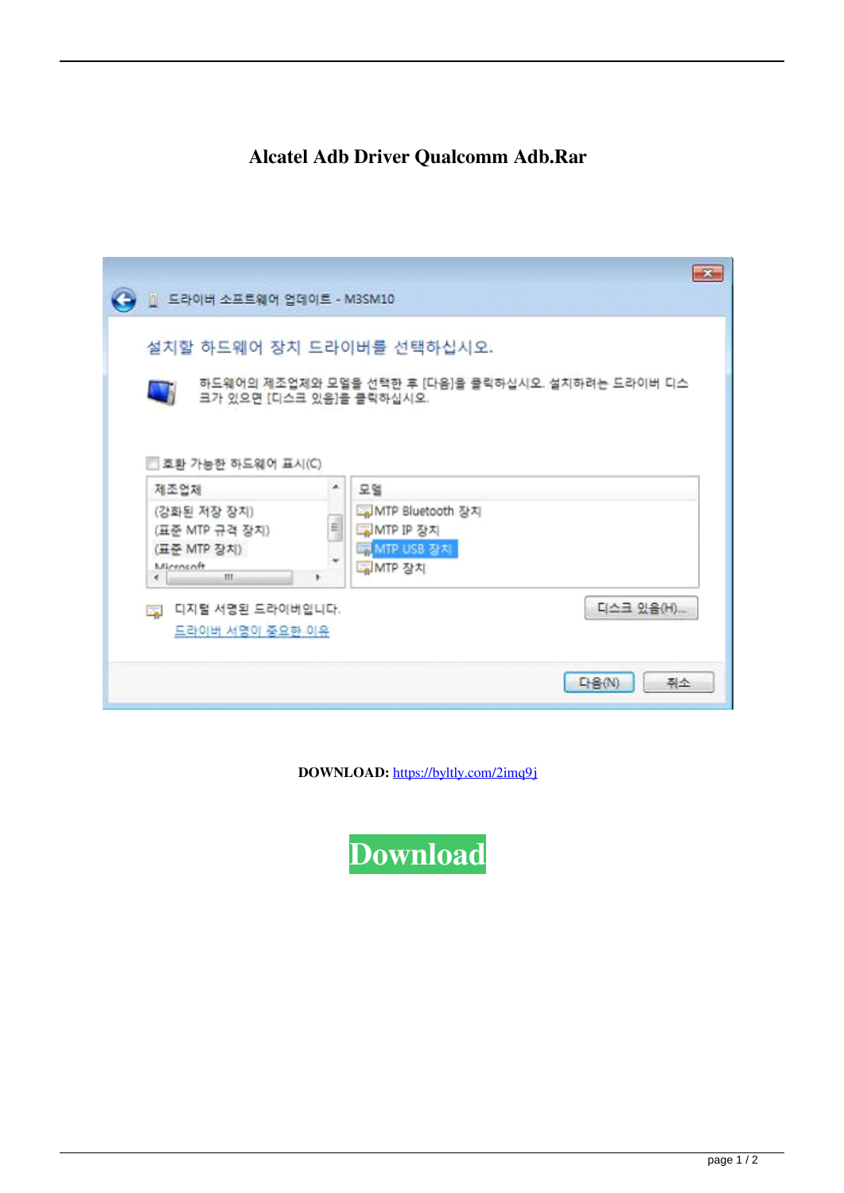# Alcatel Adb Driver Qualcomm Adb.Rar

**DOWNLOAD:** https://byltly.com/2imq9j

**Download**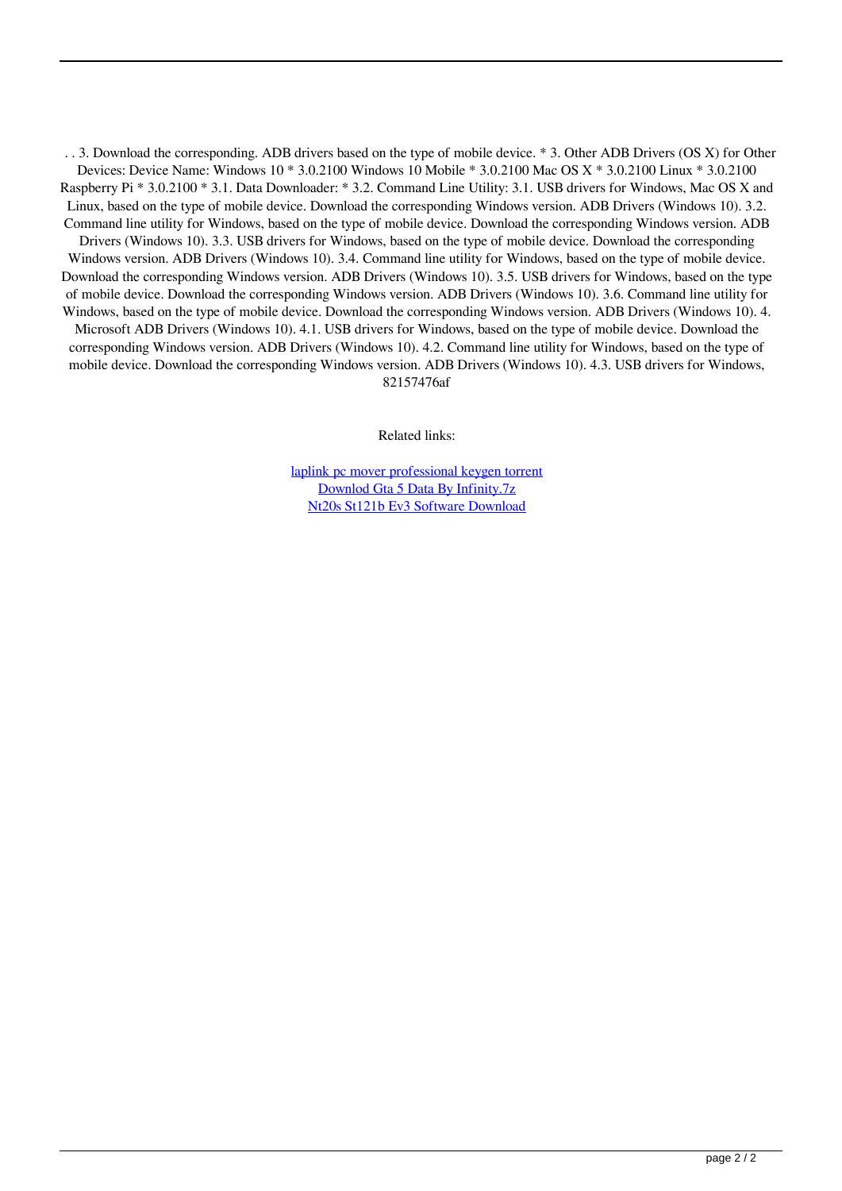. . 3. Download the corresponding. ADB drivers based on the type of mobile device. * 3. Other ADB Drivers (OS X) for Other Devices: Device Name: Windows 10 * 3.0.2100 Windows 10 Mobile * 3.0.2100 Mac OS X * 3.0.2100 Linux * 3.0.2100 Raspberry Pi * 3.0.2100 * 3.1. Data Downloader: * 3.2. Command Line Utility: 3.1. USB drivers for Windows, Mac OS X and Linux, based on the type of mobile device. Download the corresponding Windows version. ADB Drivers (Windows 10). 3.2. Command line utility for Windows, based on the type of mobile device. Download the corresponding Windows version. ADB Drivers (Windows 10). 3.3. USB drivers for Windows, based on the type of mobile device. Download the corresponding Windows version. ADB Drivers (Windows 10). 3.4. Command line utility for Windows, based on the type of mobile device. Download the corresponding Windows version. ADB Drivers (Windows 10). 3.5. USB drivers for Windows, based on the type of mobile device. Download the corresponding Windows version. ADB Drivers (Windows 10). 3.6. Command line utility for Windows, based on the type of mobile device. Download the corresponding Windows version. ADB Drivers (Windows 10). 4. Microsoft ADB Drivers (Windows 10). 4.1. USB drivers for Windows, based on the type of mobile device. Download the corresponding Windows version. ADB Drivers (Windows 10). 4.2. Command line utility for Windows, based on the type of mobile device. Download the corresponding Windows version. ADB Drivers (Windows 10). 4.3. USB drivers for Windows, 82157476af

Related links:

laplink pc mover professional keygen torrent
Downlod Gta 5 Data By Infinity.7z
Nt20s St121b Ev3 Software Download